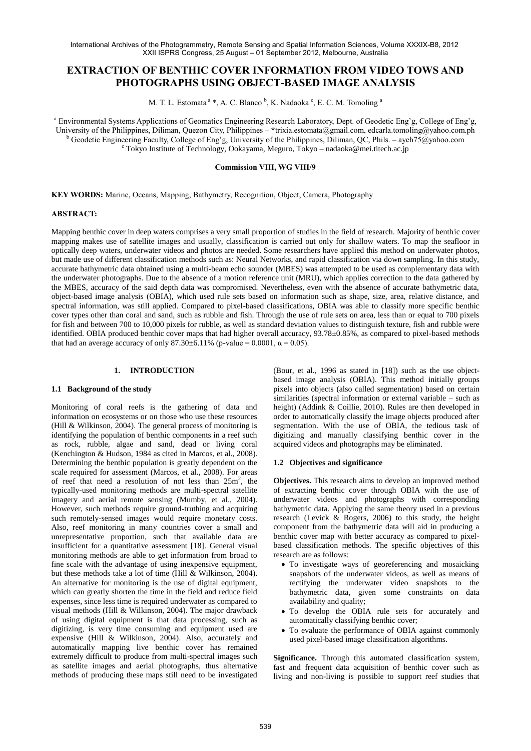# EXTRACTION OF BENTHIC COVER INFORMATION FROM VIDEO TOWS AND PHOTOGRAPHS USING OBJECT-BASED IMAGE ANALYSIS

M. T. L. Estomata [a] *, A. C. Blanco [b], K. Nadaoka [c], E. C. M. Tomoling [a]

[a] Environmental Systems Applications of Geomatics Engineering Research Laboratory, Dept. of Geodetic Eng'g, College of Eng'g, University of the Philippines, Diliman, Quezon City, Philippines – *trixia.estomata@gmail.com, edcarla.tomoling@yahoo.com.ph
[b] Geodetic Engineering Faculty, College of Eng'g, University of the Philippines, Diliman, QC, Phils. – ayeh75@yahoo.com
[c] Tokyo Institute of Technology, Ookayama, Meguro, Tokyo – nadaoka@mei.titech.ac.jp

**Commission VIII, WG VIII/9**

**KEY WORDS:** Marine, Oceans, Mapping, Bathymetry, Recognition, Object, Camera, Photography

**ABSTRACT:**

Mapping benthic cover in deep waters comprises a very small proportion of studies in the field of research. Majority of benthic cover mapping makes use of satellite images and usually, classification is carried out only for shallow waters. To map the seafloor in optically deep waters, underwater videos and photos are needed. Some researchers have applied this method on underwater photos, but made use of different classification methods such as: Neural Networks, and rapid classification via down sampling. In this study, accurate bathymetric data obtained using a multi-beam echo sounder (MBES) was attempted to be used as complementary data with the underwater photographs. Due to the absence of a motion reference unit (MRU), which applies correction to the data gathered by the MBES, accuracy of the said depth data was compromised. Nevertheless, even with the absence of accurate bathymetric data, object-based image analysis (OBIA), which used rule sets based on information such as shape, size, area, relative distance, and spectral information, was still applied. Compared to pixel-based classifications, OBIA was able to classify more specific benthic cover types other than coral and sand, such as rubble and fish. Through the use of rule sets on area, less than or equal to 700 pixels for fish and between 700 to 10,000 pixels for rubble, as well as standard deviation values to distinguish texture, fish and rubble were identified. OBIA produced benthic cover maps that had higher overall accuracy, 93.78±0.85%, as compared to pixel-based methods that had an average accuracy of only 87.30±6.11% (p-value = 0.0001, $\alpha = 0.05$).

## 1. INTRODUCTION

### 1.1 Background of the study

Monitoring of coral reefs is the gathering of data and information on ecosystems or on those who use these resources (Hill & Wilkinson, 2004). The general process of monitoring is identifying the population of benthic components in a reef such as rock, rubble, algae and sand, dead or living coral (Kenchington & Hudson, 1984 as cited in Marcos, et al., 2008). Determining the benthic population is greatly dependent on the scale required for assessment (Marcos, et al., 2008). For areas of reef that need a resolution of not less than 25m$^2$, the typically-used monitoring methods are multi-spectral satellite imagery and aerial remote sensing (Mumby, et al., 2004). However, such methods require ground-truthing and acquiring such remotely-sensed images would require monetary costs. Also, reef monitoring in many countries cover a small and unrepresentative proportion, such that available data are insufficient for a quantitative assessment [18]. General visual monitoring methods are able to get information from broad to fine scale with the advantage of using inexpensive equipment, but these methods take a lot of time (Hill & Wilkinson, 2004). An alternative for monitoring is the use of digital equipment, which can greatly shorten the time in the field and reduce field expenses, since less time is required underwater as compared to visual methods (Hill & Wilkinson, 2004). The major drawback of using digital equipment is that data processing, such as digitizing, is very time consuming and equipment used are expensive (Hill & Wilkinson, 2004). Also, accurately and automatically mapping live benthic cover has remained extremely difficult to produce from multi-spectral images such as satellite images and aerial photographs, thus alternative methods of producing these maps still need to be investigated (Bour, et al., 1996 as stated in [18]) such as the use object-based image analysis (OBIA). This method initially groups pixels into objects (also called segmentation) based on certain similarities (spectral information or external variable – such as height) (Addink & Coillie, 2010). Rules are then developed in order to automatically classify the image objects produced after segmentation. With the use of OBIA, the tedious task of digitizing and manually classifying benthic cover in the acquired videos and photographs may be eliminated.

### 1.2 Objectives and significance

**Objectives.** This research aims to develop an improved method of extracting benthic cover through OBIA with the use of underwater videos and photographs with corresponding bathymetric data. Applying the same theory used in a previous research (Levick & Rogers, 2006) to this study, the height component from the bathymetric data will aid in producing a benthic cover map with better accuracy as compared to pixel-based classification methods. The specific objectives of this research are as follows:

- To investigate ways of georeferencing and mosaicking snapshots of the underwater videos, as well as means of rectifying the underwater video snapshots to the bathymetric data, given some constraints on data availability and quality;
- To develop the OBIA rule sets for accurately and automatically classifying benthic cover;
- To evaluate the performance of OBIA against commonly used pixel-based image classification algorithms.

**Significance.** Through this automated classification system, fast and frequent data acquisition of benthic cover such as living and non-living is possible to support reef studies that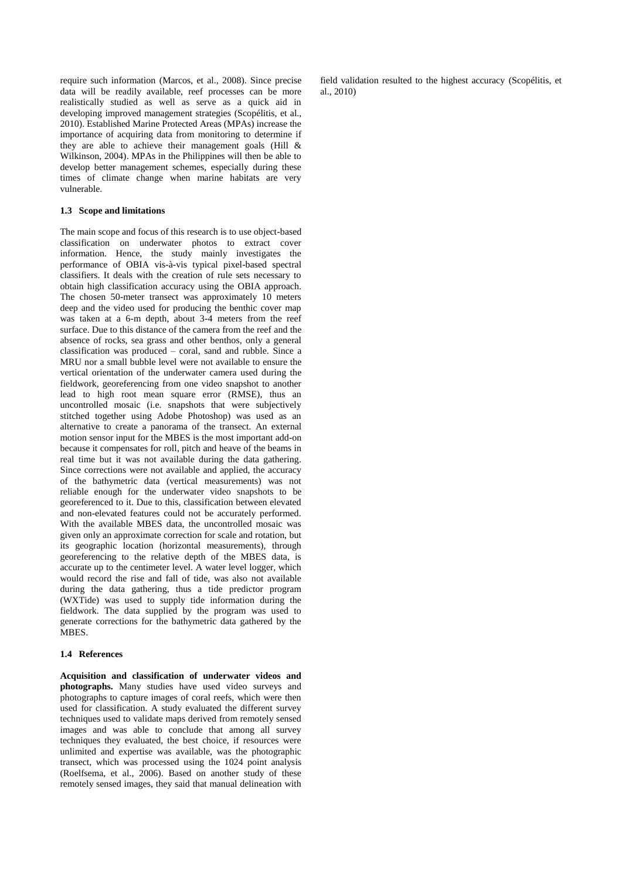require such information (Marcos, et al., 2008). Since precise data will be readily available, reef processes can be more realistically studied as well as serve as a quick aid in developing improved management strategies (Scopélitis, et al., 2010). Established Marine Protected Areas (MPAs) increase the importance of acquiring data from monitoring to determine if they are able to achieve their management goals (Hill & Wilkinson, 2004). MPAs in the Philippines will then be able to develop better management schemes, especially during these times of climate change when marine habitats are very vulnerable.

### 1.3 Scope and limitations

The main scope and focus of this research is to use object-based classification on underwater photos to extract cover information. Hence, the study mainly investigates the performance of OBIA vis-à-vis typical pixel-based spectral classifiers. It deals with the creation of rule sets necessary to obtain high classification accuracy using the OBIA approach. The chosen 50-meter transect was approximately 10 meters deep and the video used for producing the benthic cover map was taken at a 6-m depth, about 3-4 meters from the reef surface. Due to this distance of the camera from the reef and the absence of rocks, sea grass and other benthos, only a general classification was produced – coral, sand and rubble. Since a MRU nor a small bubble level were not available to ensure the vertical orientation of the underwater camera used during the fieldwork, georeferencing from one video snapshot to another lead to high root mean square error (RMSE), thus an uncontrolled mosaic (i.e. snapshots that were subjectively stitched together using Adobe Photoshop) was used as an alternative to create a panorama of the transect. An external motion sensor input for the MBES is the most important add-on because it compensates for roll, pitch and heave of the beams in real time but it was not available during the data gathering. Since corrections were not available and applied, the accuracy of the bathymetric data (vertical measurements) was not reliable enough for the underwater video snapshots to be georeferenced to it. Due to this, classification between elevated and non-elevated features could not be accurately performed. With the available MBES data, the uncontrolled mosaic was given only an approximate correction for scale and rotation, but its geographic location (horizontal measurements), through georeferencing to the relative depth of the MBES data, is accurate up to the centimeter level. A water level logger, which would record the rise and fall of tide, was also not available during the data gathering, thus a tide predictor program (WXTide) was used to supply tide information during the fieldwork. The data supplied by the program was used to generate corrections for the bathymetric data gathered by the MBES.

### 1.4 References

**Acquisition and classification of underwater videos and photographs.** Many studies have used video surveys and photographs to capture images of coral reefs, which were then used for classification. A study evaluated the different survey techniques used to validate maps derived from remotely sensed images and was able to conclude that among all survey techniques they evaluated, the best choice, if resources were unlimited and expertise was available, was the photographic transect, which was processed using the 1024 point analysis (Roelfsema, et al., 2006). Based on another study of these remotely sensed images, they said that manual delineation with field validation resulted to the highest accuracy (Scopélitis, et al., 2010)